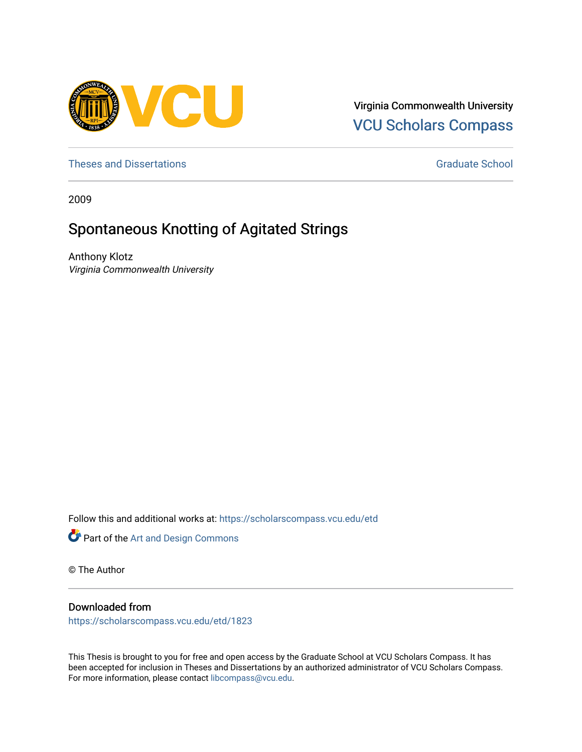Virginia Commonwealth University
**VCU Scholars Compass**

Theses and Dissertations | Graduate School

2009

# Spontaneous Knotting of Agitated Strings

Anthony Klotz
*Virginia Commonwealth University*

Follow this and additional works at: https://scholarscompass.vcu.edu/etd

Part of the Art and Design Commons

© The Author

## Downloaded from

https://scholarscompass.vcu.edu/etd/1823

This Thesis is brought to you for free and open access by the Graduate School at VCU Scholars Compass. It has been accepted for inclusion in Theses and Dissertations by an authorized administrator of VCU Scholars Compass. For more information, please contact libcompass@vcu.edu.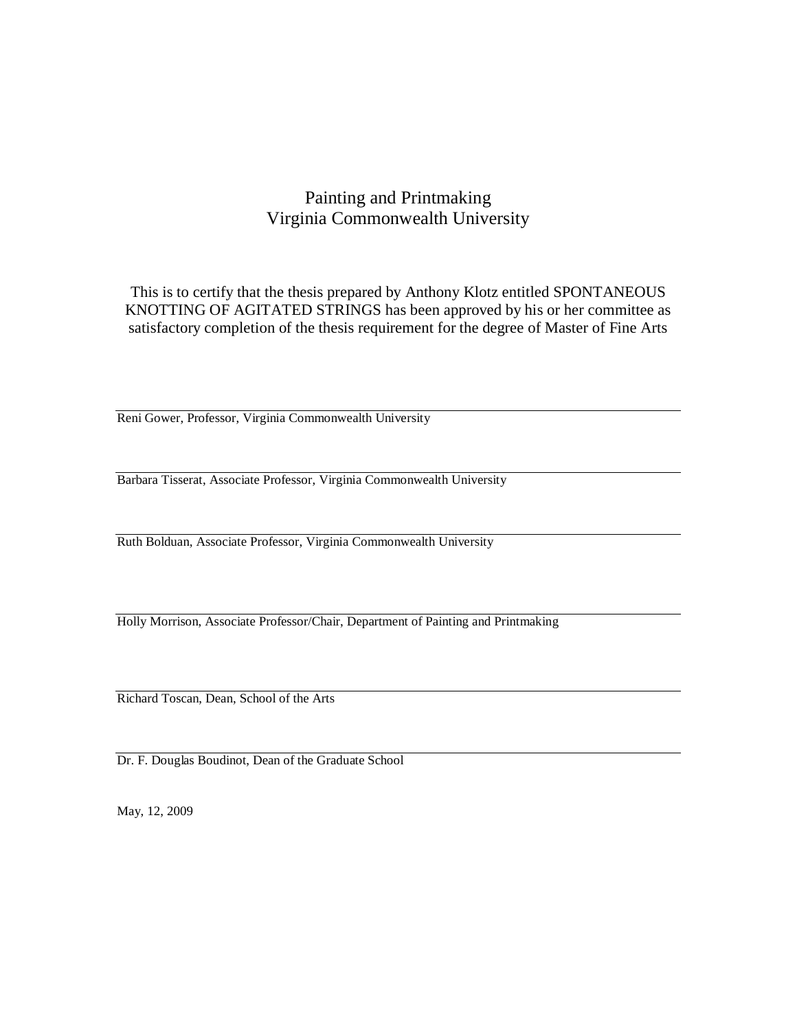Painting and Printmaking
Virginia Commonwealth University

This is to certify that the thesis prepared by Anthony Klotz entitled SPONTANEOUS KNOTTING OF AGITATED STRINGS has been approved by his or her committee as satisfactory completion of the thesis requirement for the degree of Master of Fine Arts

Reni Gower, Professor, Virginia Commonwealth University

Barbara Tisserat, Associate Professor, Virginia Commonwealth University

Ruth Bolduan, Associate Professor, Virginia Commonwealth University

Holly Morrison, Associate Professor/Chair, Department of Painting and Printmaking

Richard Toscan, Dean, School of the Arts

Dr. F. Douglas Boudinot, Dean of the Graduate School

May, 12, 2009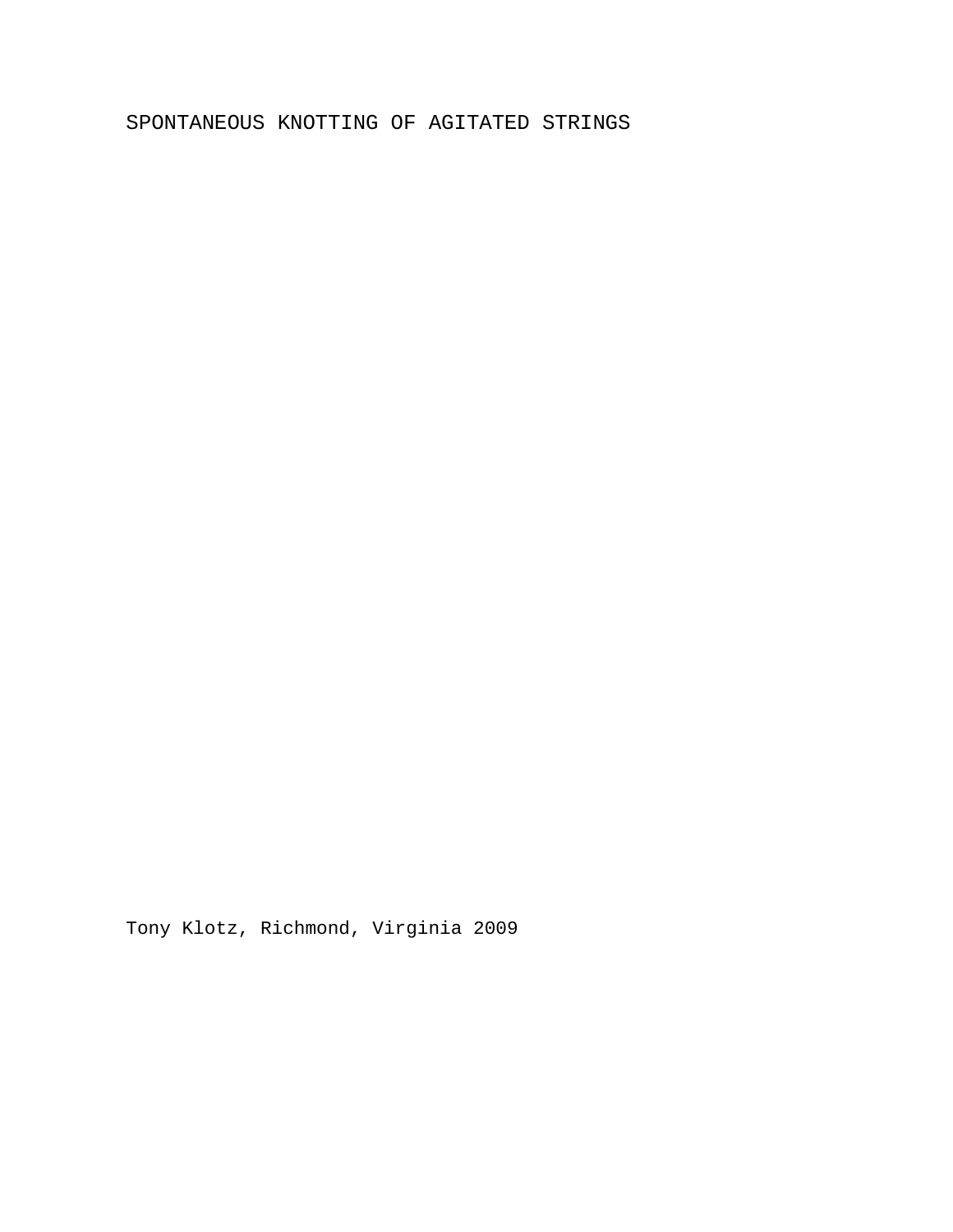# SPONTANEOUS KNOTTING OF AGITATED STRINGS

Tony Klotz, Richmond, Virginia 2009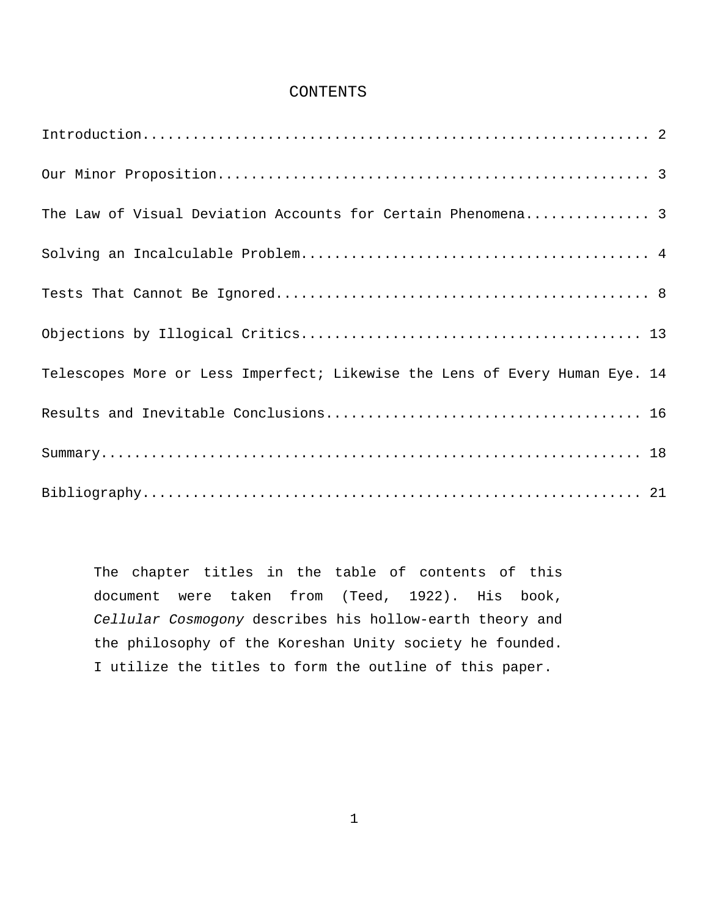# CONTENTS

Introduction........................................................... 2

Our Minor Proposition.................................................. 3

The Law of Visual Deviation Accounts for Certain Phenomena............... 3

Solving an Incalculable Problem........................................ 4

Tests That Cannot Be Ignored........................................... 8

Objections by Illogical Critics....................................... 13

Telescopes More or Less Imperfect; Likewise the Lens of Every Human Eye. 14

Results and Inevitable Conclusions.................................... 16

Summary............................................................... 18

Bibliography.......................................................... 21

The chapter titles in the table of contents of this document were taken from (Teed, 1922). His book, *Cellular Cosmogony* describes his hollow-earth theory and the philosophy of the Koreshan Unity society he founded. I utilize the titles to form the outline of this paper.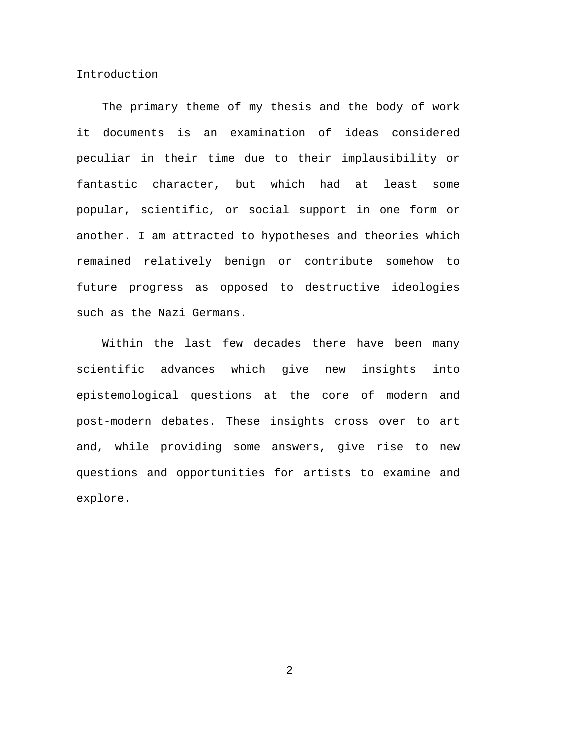## Introduction

The primary theme of my thesis and the body of work it documents is an examination of ideas considered peculiar in their time due to their implausibility or fantastic character, but which had at least some popular, scientific, or social support in one form or another. I am attracted to hypotheses and theories which remained relatively benign or contribute somehow to future progress as opposed to destructive ideologies such as the Nazi Germans.

Within the last few decades there have been many scientific advances which give new insights into epistemological questions at the core of modern and post-modern debates. These insights cross over to art and, while providing some answers, give rise to new questions and opportunities for artists to examine and explore.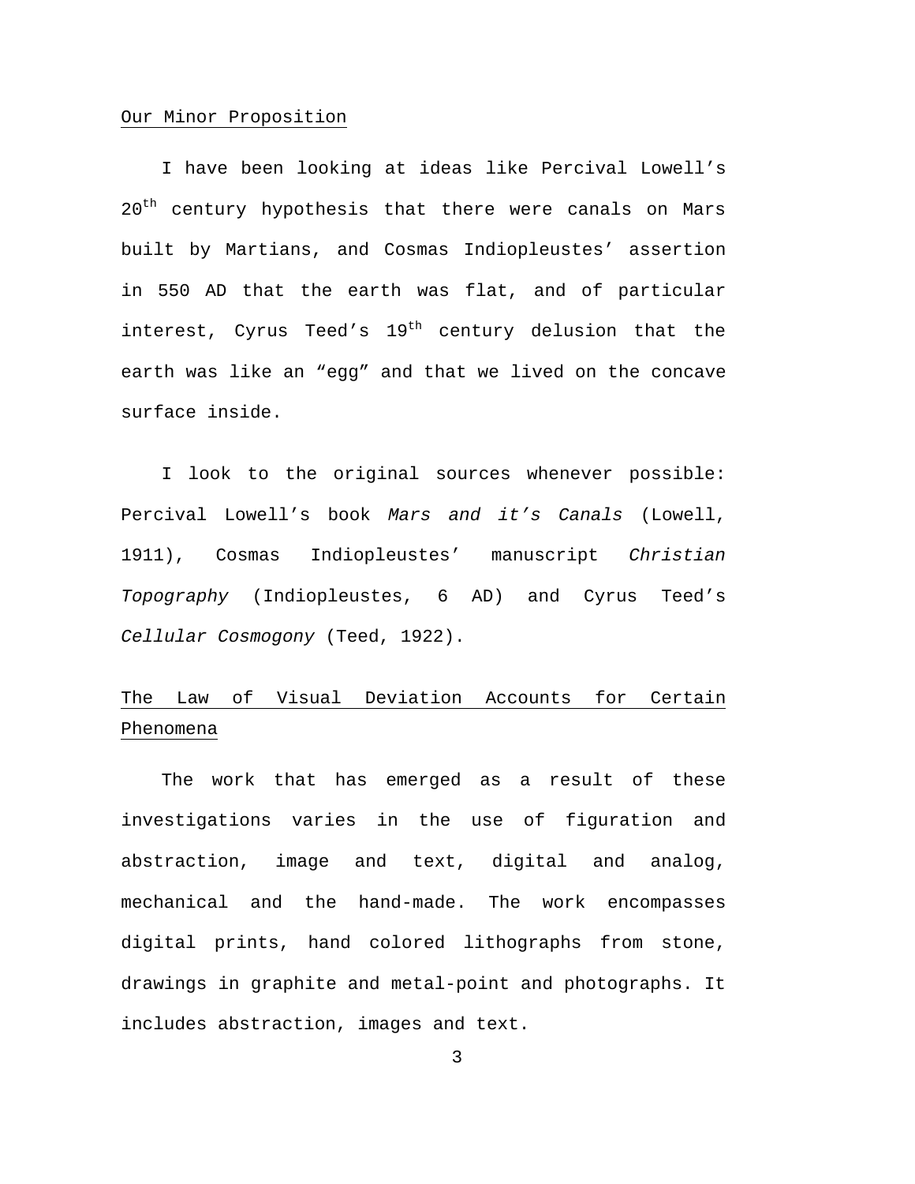## Our Minor Proposition

I have been looking at ideas like Percival Lowell's 20th century hypothesis that there were canals on Mars built by Martians, and Cosmas Indiopleustes' assertion in 550 AD that the earth was flat, and of particular interest, Cyrus Teed's 19th century delusion that the earth was like an "egg" and that we lived on the concave surface inside.

I look to the original sources whenever possible: Percival Lowell's book *Mars and it's Canals* (Lowell, 1911), Cosmas Indiopleustes' manuscript *Christian Topography* (Indiopleustes, 6 AD) and Cyrus Teed's *Cellular Cosmogony* (Teed, 1922).

## The Law of Visual Deviation Accounts for Certain Phenomena

The work that has emerged as a result of these investigations varies in the use of figuration and abstraction, image and text, digital and analog, mechanical and the hand-made. The work encompasses digital prints, hand colored lithographs from stone, drawings in graphite and metal-point and photographs. It includes abstraction, images and text.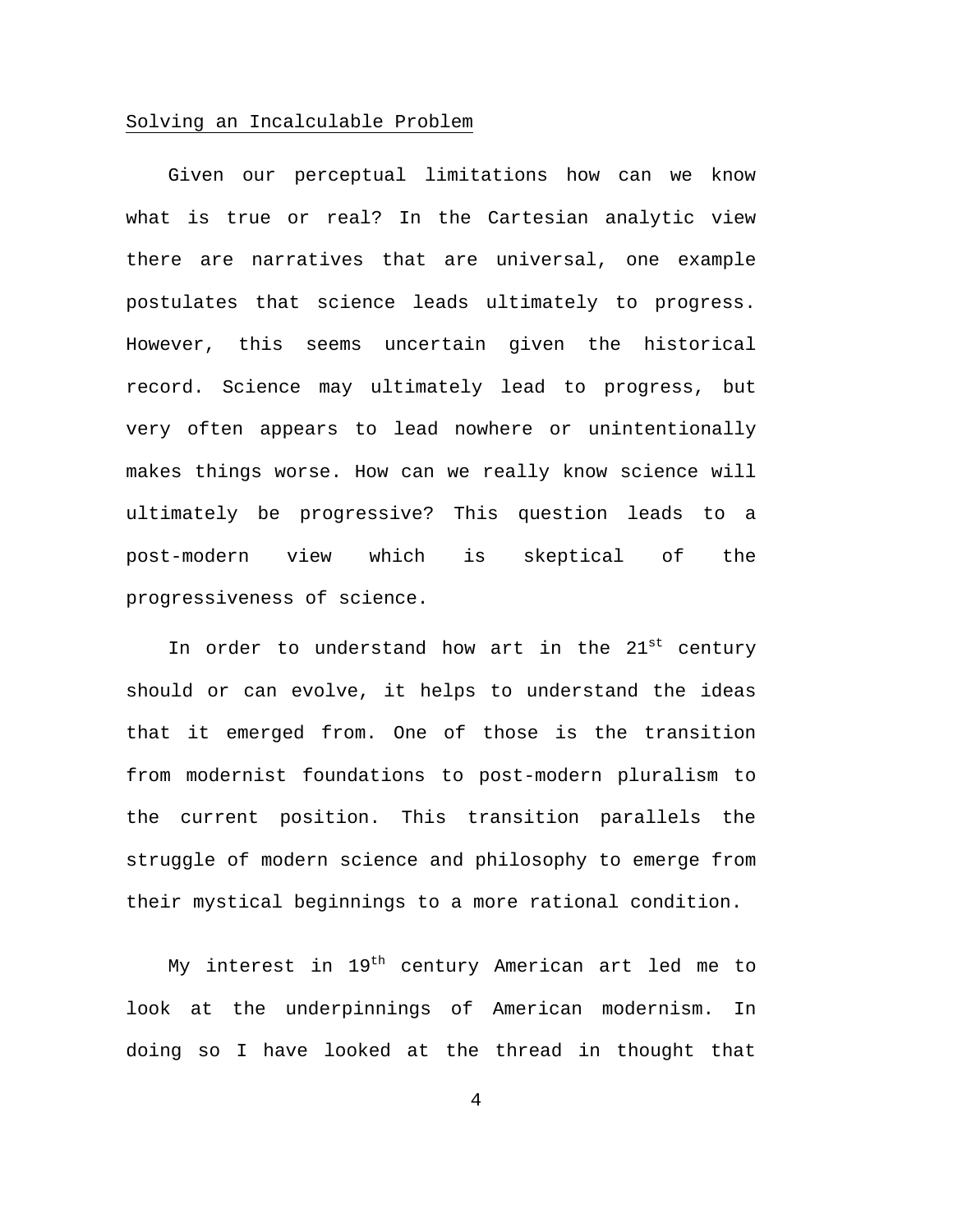## Solving an Incalculable Problem

Given our perceptual limitations how can we know what is true or real? In the Cartesian analytic view there are narratives that are universal, one example postulates that science leads ultimately to progress. However, this seems uncertain given the historical record. Science may ultimately lead to progress, but very often appears to lead nowhere or unintentionally makes things worse. How can we really know science will ultimately be progressive? This question leads to a post-modern view which is skeptical of the progressiveness of science.

In order to understand how art in the 21st century should or can evolve, it helps to understand the ideas that it emerged from. One of those is the transition from modernist foundations to post-modern pluralism to the current position. This transition parallels the struggle of modern science and philosophy to emerge from their mystical beginnings to a more rational condition.

My interest in 19th century American art led me to look at the underpinnings of American modernism. In doing so I have looked at the thread in thought that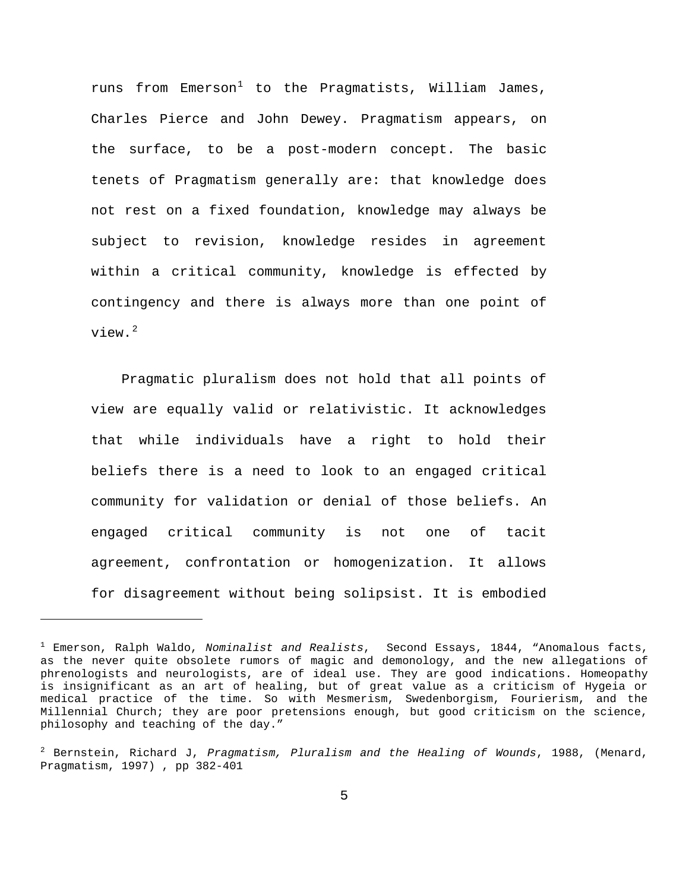runs from Emerson[1] to the Pragmatists, William James, Charles Pierce and John Dewey. Pragmatism appears, on the surface, to be a post-modern concept. The basic tenets of Pragmatism generally are: that knowledge does not rest on a fixed foundation, knowledge may always be subject to revision, knowledge resides in agreement within a critical community, knowledge is effected by contingency and there is always more than one point of view.[2]

Pragmatic pluralism does not hold that all points of view are equally valid or relativistic. It acknowledges that while individuals have a right to hold their beliefs there is a need to look to an engaged critical community for validation or denial of those beliefs. An engaged critical community is not one of tacit agreement, confrontation or homogenization. It allows for disagreement without being solipsist. It is embodied

---

[1] Emerson, Ralph Waldo, *Nominalist and Realists*, Second Essays, 1844, "Anomalous facts, as the never quite obsolete rumors of magic and demonology, and the new allegations of phrenologists and neurologists, are of ideal use. They are good indications. Homeopathy is insignificant as an art of healing, but of great value as a criticism of Hygeia or medical practice of the time. So with Mesmerism, Swedenborgism, Fourierism, and the Millennial Church; they are poor pretensions enough, but good criticism on the science, philosophy and teaching of the day."

[2] Bernstein, Richard J, *Pragmatism, Pluralism and the Healing of Wounds*, 1988, (Menard, Pragmatism, 1997) , pp 382-401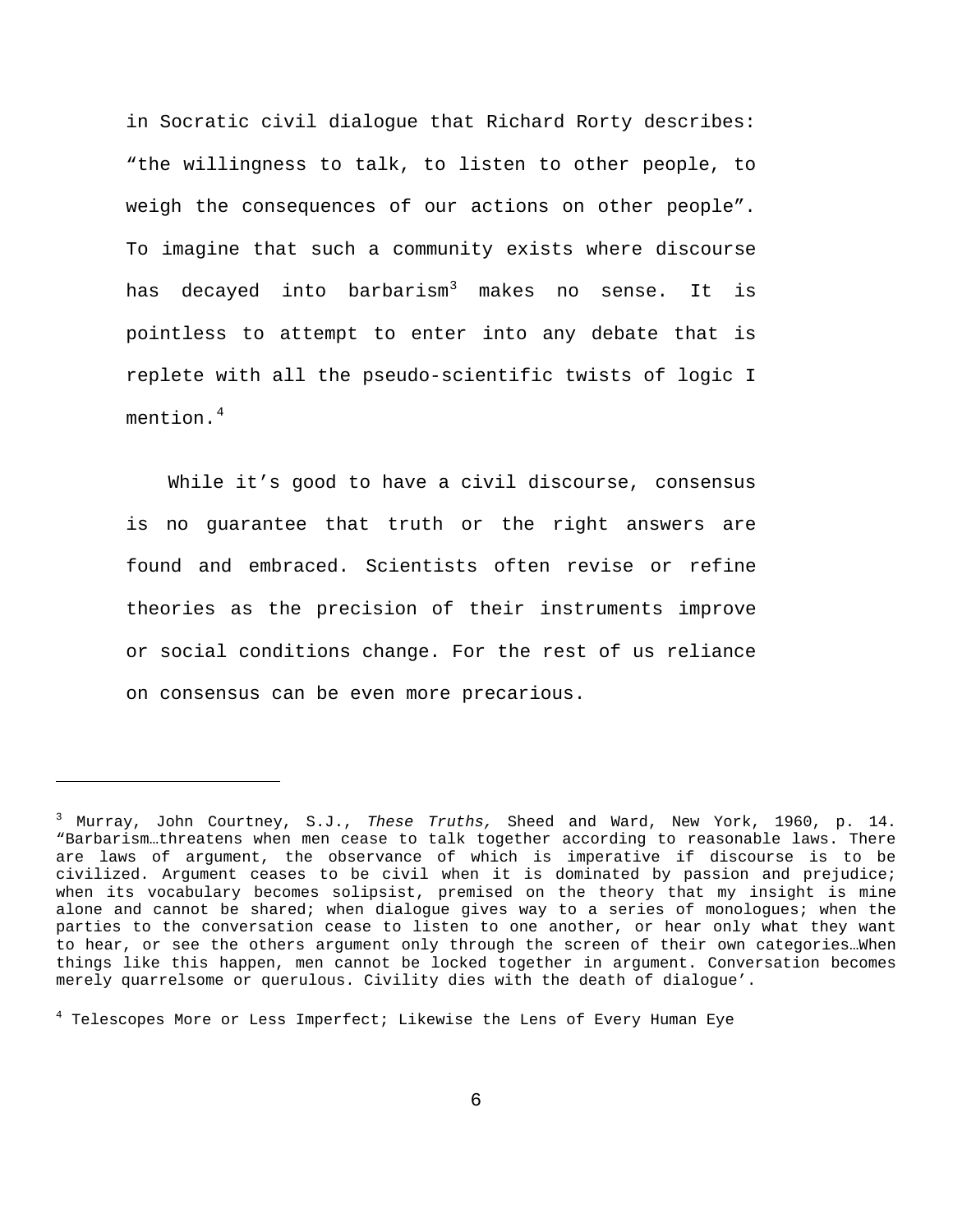in Socratic civil dialogue that Richard Rorty describes: “the willingness to talk, to listen to other people, to weigh the consequences of our actions on other people”. To imagine that such a community exists where discourse has decayed into barbarism[3] makes no sense. It is pointless to attempt to enter into any debate that is replete with all the pseudo-scientific twists of logic I mention.[4]

While it’s good to have a civil discourse, consensus is no guarantee that truth or the right answers are found and embraced. Scientists often revise or refine theories as the precision of their instruments improve or social conditions change. For the rest of us reliance on consensus can be even more precarious.

---

[3] Murray, John Courtney, S.J., *These Truths,* Sheed and Ward, New York, 1960, p. 14. “Barbarism…threatens when men cease to talk together according to reasonable laws. There are laws of argument, the observance of which is imperative if discourse is to be civilized. Argument ceases to be civil when it is dominated by passion and prejudice; when its vocabulary becomes solipsist, premised on the theory that my insight is mine alone and cannot be shared; when dialogue gives way to a series of monologues; when the parties to the conversation cease to listen to one another, or hear only what they want to hear, or see the others argument only through the screen of their own categories…When things like this happen, men cannot be locked together in argument. Conversation becomes merely quarrelsome or querulous. Civility dies with the death of dialogue’.

[4] Telescopes More or Less Imperfect; Likewise the Lens of Every Human Eye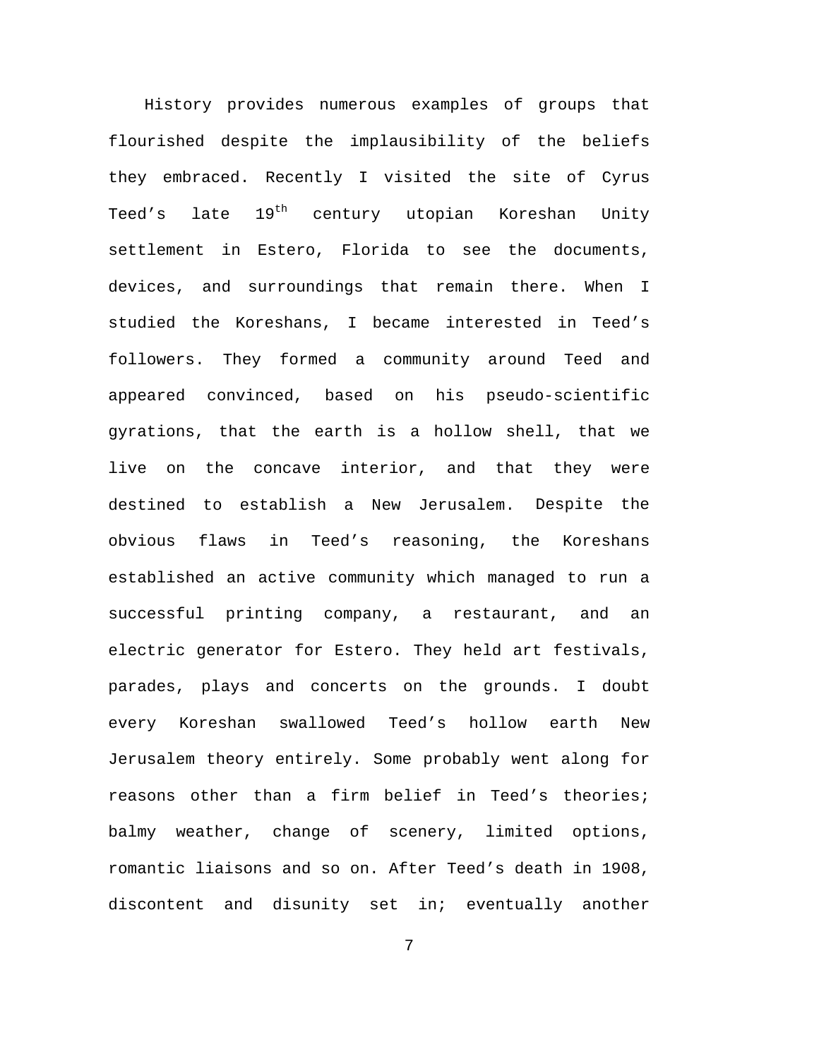History provides numerous examples of groups that flourished despite the implausibility of the beliefs they embraced. Recently I visited the site of Cyrus Teed's late 19th century utopian Koreshan Unity settlement in Estero, Florida to see the documents, devices, and surroundings that remain there. When I studied the Koreshans, I became interested in Teed's followers. They formed a community around Teed and appeared convinced, based on his pseudo-scientific gyrations, that the earth is a hollow shell, that we live on the concave interior, and that they were destined to establish a New Jerusalem. Despite the obvious flaws in Teed's reasoning, the Koreshans established an active community which managed to run a successful printing company, a restaurant, and an electric generator for Estero. They held art festivals, parades, plays and concerts on the grounds. I doubt every Koreshan swallowed Teed's hollow earth New Jerusalem theory entirely. Some probably went along for reasons other than a firm belief in Teed's theories; balmy weather, change of scenery, limited options, romantic liaisons and so on. After Teed's death in 1908, discontent and disunity set in; eventually another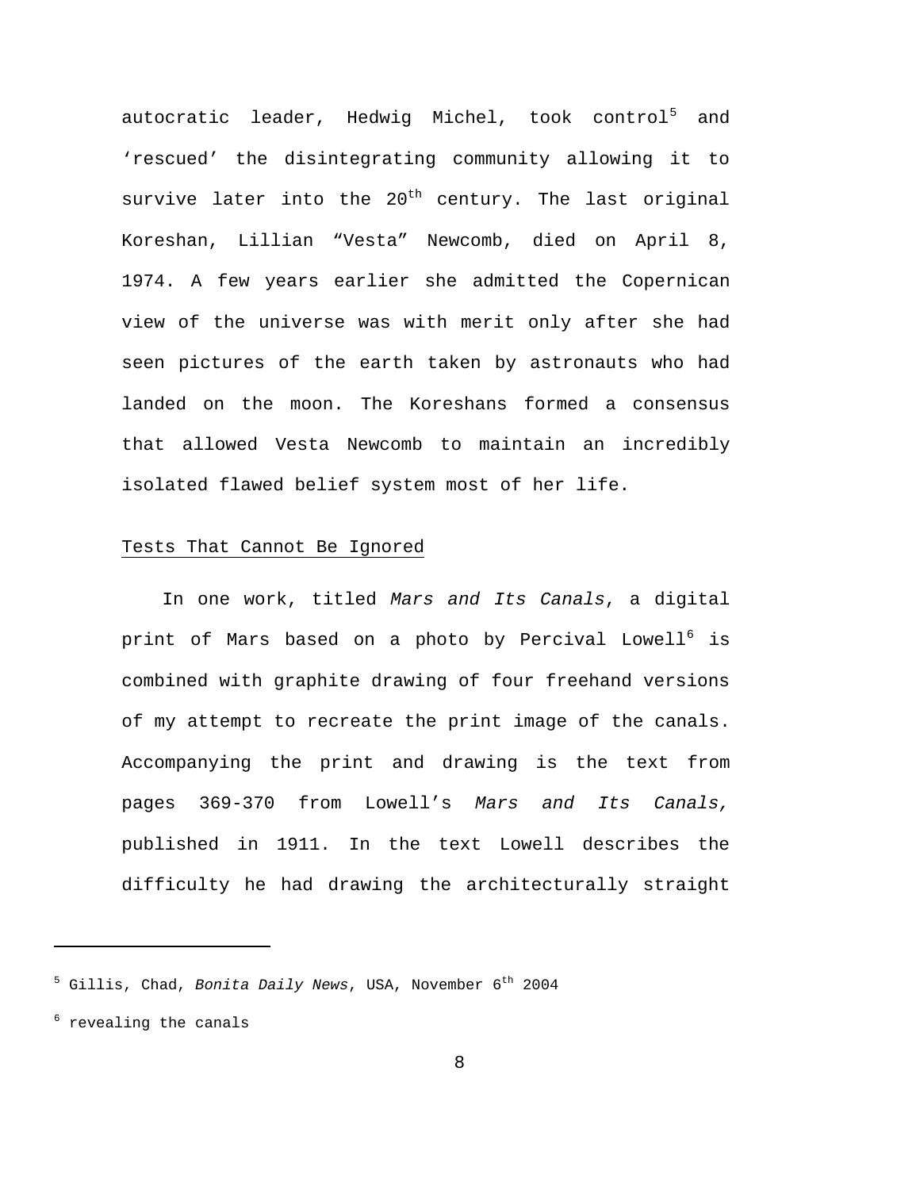autocratic leader, Hedwig Michel, took control[5] and 'rescued' the disintegrating community allowing it to survive later into the 20th century. The last original Koreshan, Lillian "Vesta" Newcomb, died on April 8, 1974. A few years earlier she admitted the Copernican view of the universe was with merit only after she had seen pictures of the earth taken by astronauts who had landed on the moon. The Koreshans formed a consensus that allowed Vesta Newcomb to maintain an incredibly isolated flawed belief system most of her life.

## Tests That Cannot Be Ignored

In one work, titled *Mars and Its Canals*, a digital print of Mars based on a photo by Percival Lowell[6] is combined with graphite drawing of four freehand versions of my attempt to recreate the print image of the canals. Accompanying the print and drawing is the text from pages 369-370 from Lowell's *Mars and Its Canals,* published in 1911. In the text Lowell describes the difficulty he had drawing the architecturally straight

---

[5] Gillis, Chad, *Bonita Daily News*, USA, November 6th 2004

[6] revealing the canals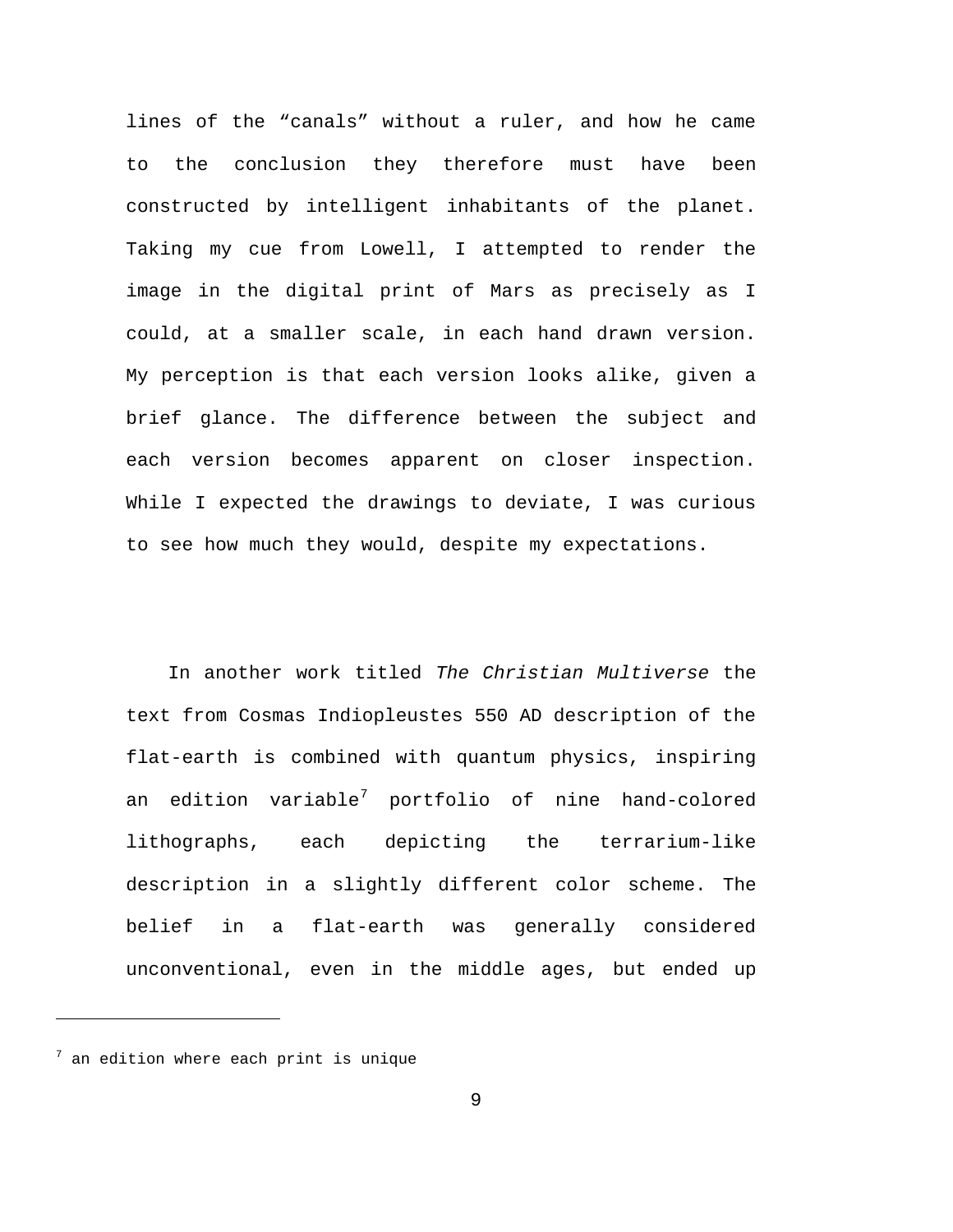lines of the “canals” without a ruler, and how he came to the conclusion they therefore must have been constructed by intelligent inhabitants of the planet. Taking my cue from Lowell, I attempted to render the image in the digital print of Mars as precisely as I could, at a smaller scale, in each hand drawn version. My perception is that each version looks alike, given a brief glance. The difference between the subject and each version becomes apparent on closer inspection. While I expected the drawings to deviate, I was curious to see how much they would, despite my expectations.

In another work titled *The Christian Multiverse* the text from Cosmas Indiopleustes 550 AD description of the flat-earth is combined with quantum physics, inspiring an edition variable[7] portfolio of nine hand-colored lithographs, each depicting the terrarium-like description in a slightly different color scheme. The belief in a flat-earth was generally considered unconventional, even in the middle ages, but ended up

---

[7] an edition where each print is unique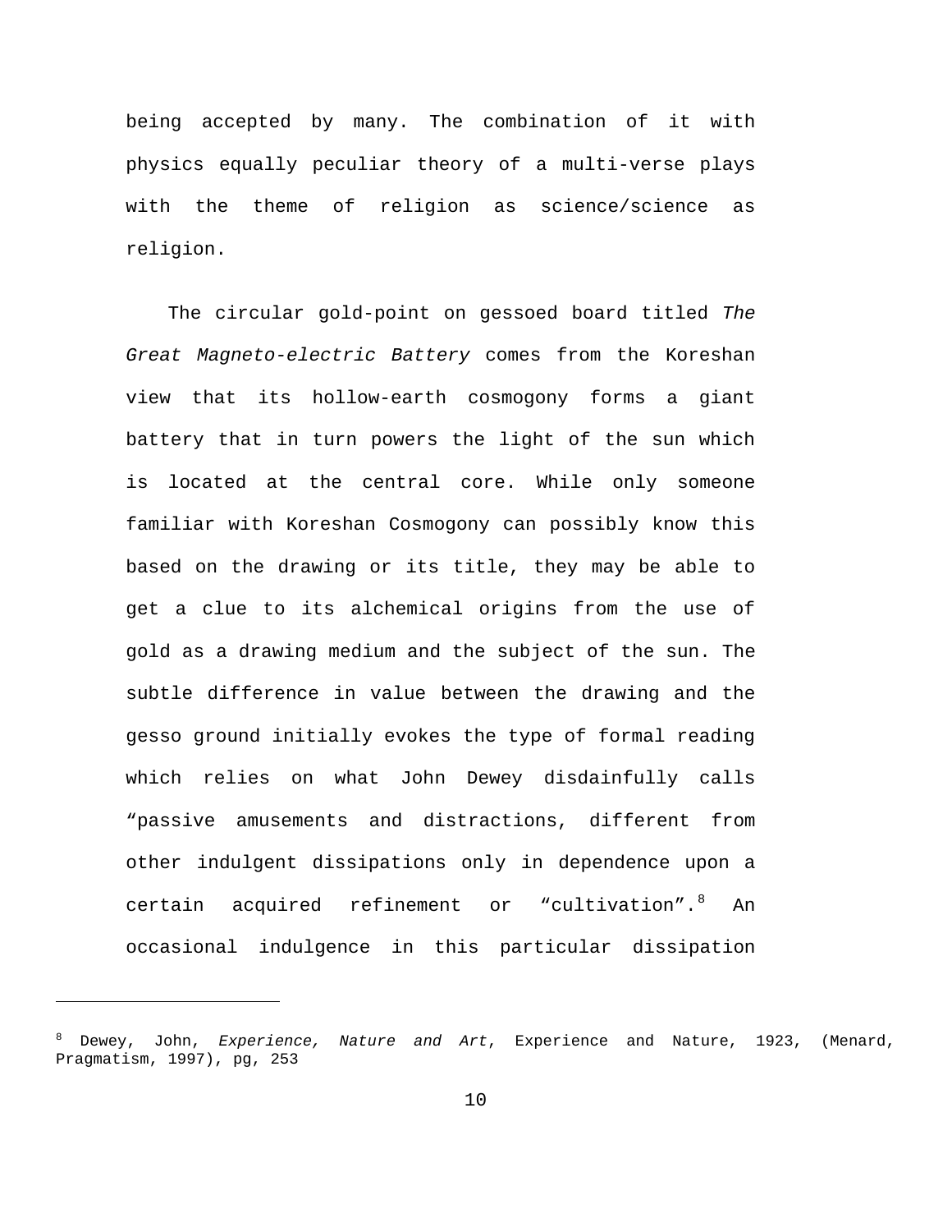being accepted by many. The combination of it with physics equally peculiar theory of a multi-verse plays with the theme of religion as science/science as religion.

The circular gold-point on gessoed board titled *The Great Magneto-electric Battery* comes from the Koreshan view that its hollow-earth cosmogony forms a giant battery that in turn powers the light of the sun which is located at the central core. While only someone familiar with Koreshan Cosmogony can possibly know this based on the drawing or its title, they may be able to get a clue to its alchemical origins from the use of gold as a drawing medium and the subject of the sun. The subtle difference in value between the drawing and the gesso ground initially evokes the type of formal reading which relies on what John Dewey disdainfully calls "passive amusements and distractions, different from other indulgent dissipations only in dependence upon a certain acquired refinement or "cultivation".[8] An occasional indulgence in this particular dissipation

---

[8] Dewey, John, *Experience, Nature and Art*, Experience and Nature, 1923, (Menard, Pragmatism, 1997), pg, 253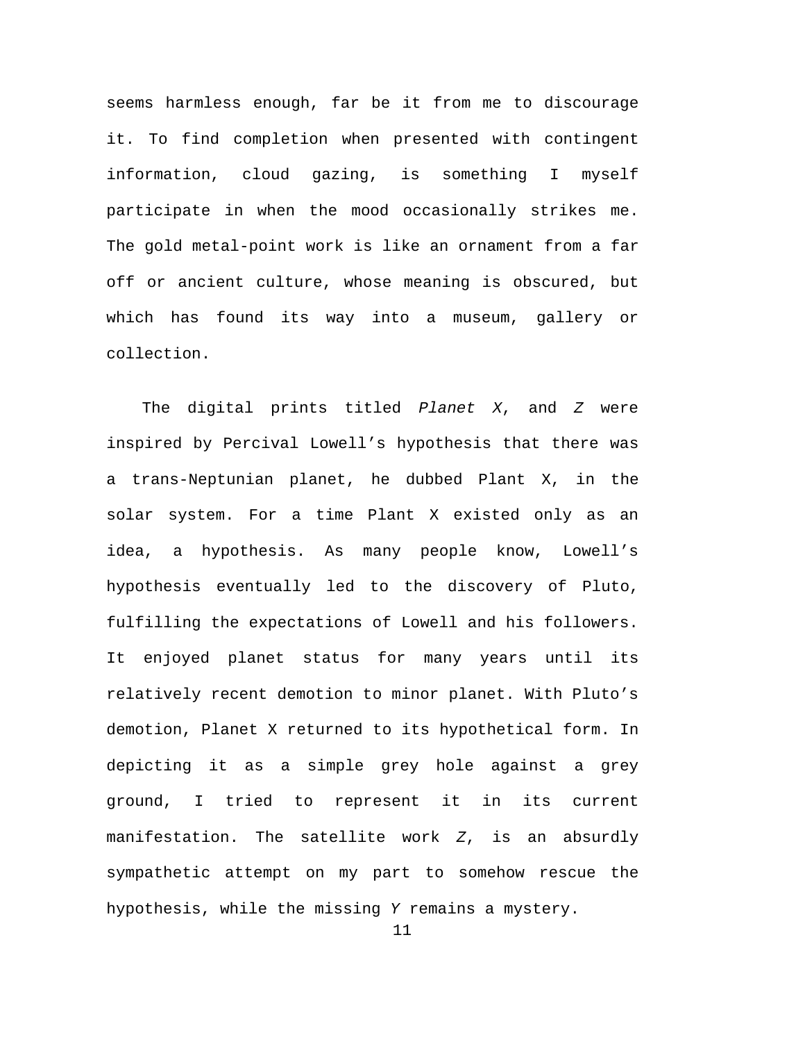seems harmless enough, far be it from me to discourage it. To find completion when presented with contingent information, cloud gazing, is something I myself participate in when the mood occasionally strikes me. The gold metal-point work is like an ornament from a far off or ancient culture, whose meaning is obscured, but which has found its way into a museum, gallery or collection.

The digital prints titled *Planet X*, and *Z* were inspired by Percival Lowell's hypothesis that there was a trans-Neptunian planet, he dubbed Plant X, in the solar system. For a time Plant X existed only as an idea, a hypothesis. As many people know, Lowell's hypothesis eventually led to the discovery of Pluto, fulfilling the expectations of Lowell and his followers. It enjoyed planet status for many years until its relatively recent demotion to minor planet. With Pluto's demotion, Planet X returned to its hypothetical form. In depicting it as a simple grey hole against a grey ground, I tried to represent it in its current manifestation. The satellite work *Z*, is an absurdly sympathetic attempt on my part to somehow rescue the hypothesis, while the missing *Y* remains a mystery.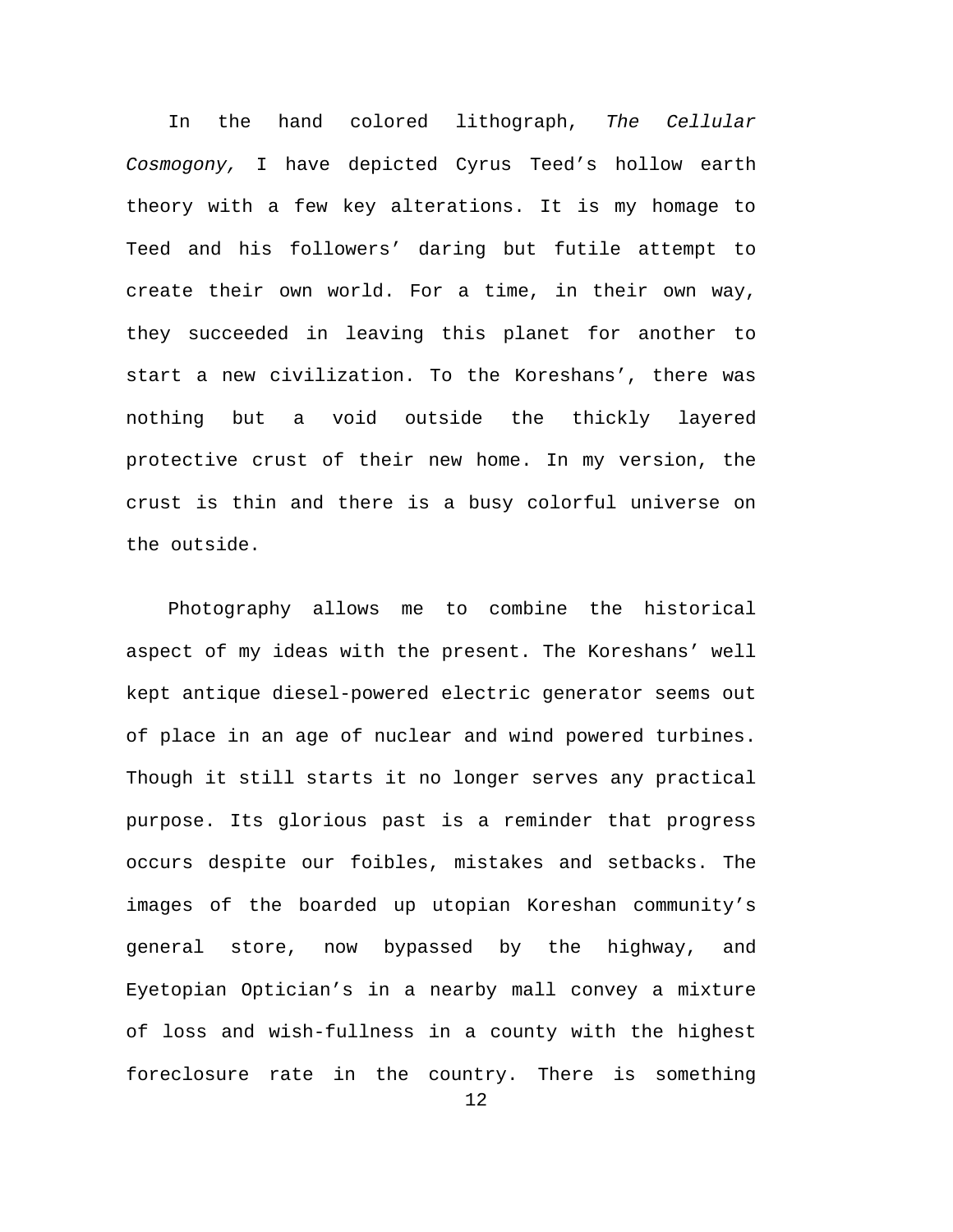In the hand colored lithograph, *The Cellular Cosmogony,* I have depicted Cyrus Teed's hollow earth theory with a few key alterations. It is my homage to Teed and his followers' daring but futile attempt to create their own world. For a time, in their own way, they succeeded in leaving this planet for another to start a new civilization. To the Koreshans', there was nothing but a void outside the thickly layered protective crust of their new home. In my version, the crust is thin and there is a busy colorful universe on the outside.

Photography allows me to combine the historical aspect of my ideas with the present. The Koreshans' well kept antique diesel-powered electric generator seems out of place in an age of nuclear and wind powered turbines. Though it still starts it no longer serves any practical purpose. Its glorious past is a reminder that progress occurs despite our foibles, mistakes and setbacks. The images of the boarded up utopian Koreshan community's general store, now bypassed by the highway, and Eyetopian Optician's in a nearby mall convey a mixture of loss and wish-fullness in a county with the highest foreclosure rate in the country. There is something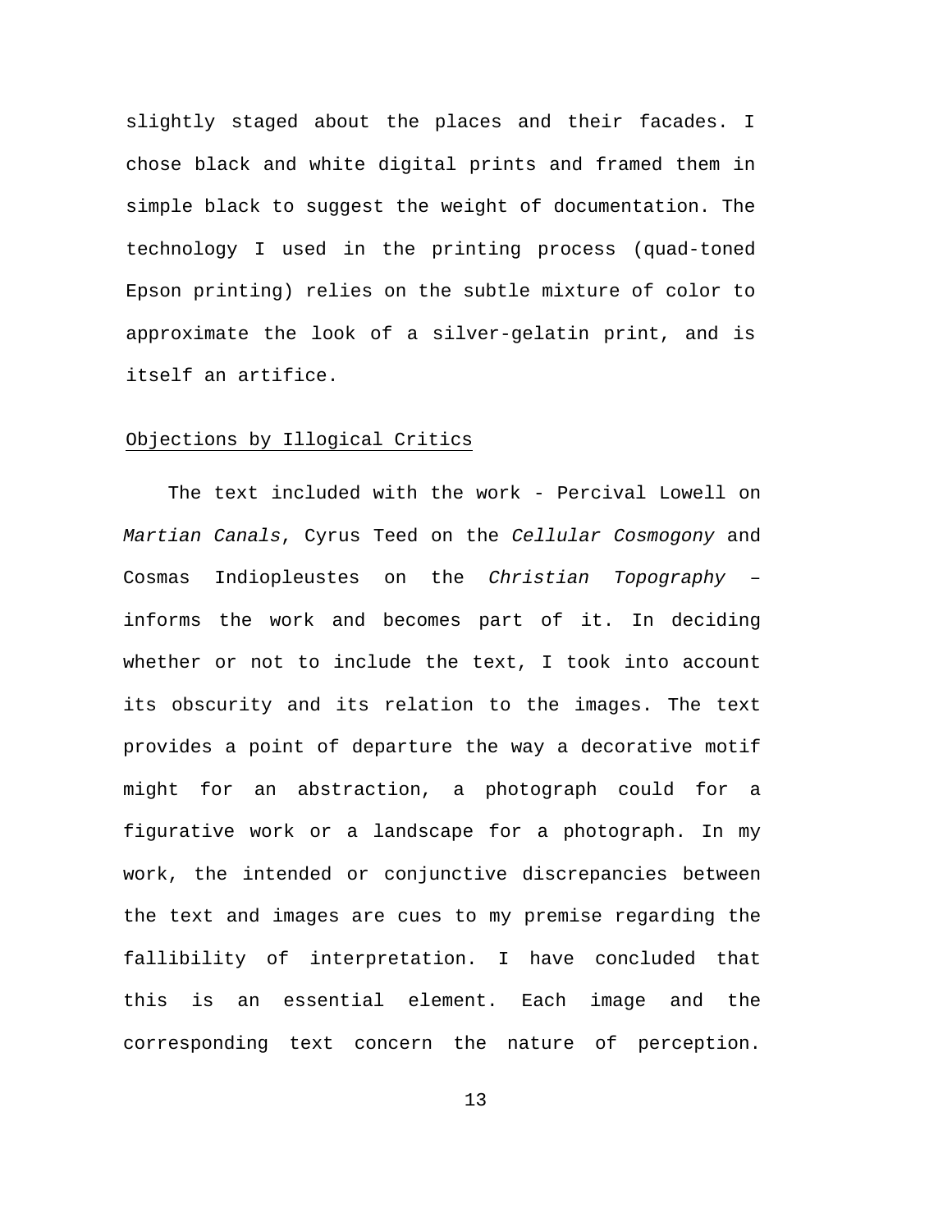slightly staged about the places and their facades. I chose black and white digital prints and framed them in simple black to suggest the weight of documentation. The technology I used in the printing process (quad-toned Epson printing) relies on the subtle mixture of color to approximate the look of a silver-gelatin print, and is itself an artifice.

<u>Objections by Illogical Critics</u>

The text included with the work - Percival Lowell on *Martian Canals*, Cyrus Teed on the *Cellular Cosmogony* and Cosmas Indiopleustes on the *Christian Topography* – informs the work and becomes part of it. In deciding whether or not to include the text, I took into account its obscurity and its relation to the images. The text provides a point of departure the way a decorative motif might for an abstraction, a photograph could for a figurative work or a landscape for a photograph. In my work, the intended or conjunctive discrepancies between the text and images are cues to my premise regarding the fallibility of interpretation. I have concluded that this is an essential element. Each image and the corresponding text concern the nature of perception.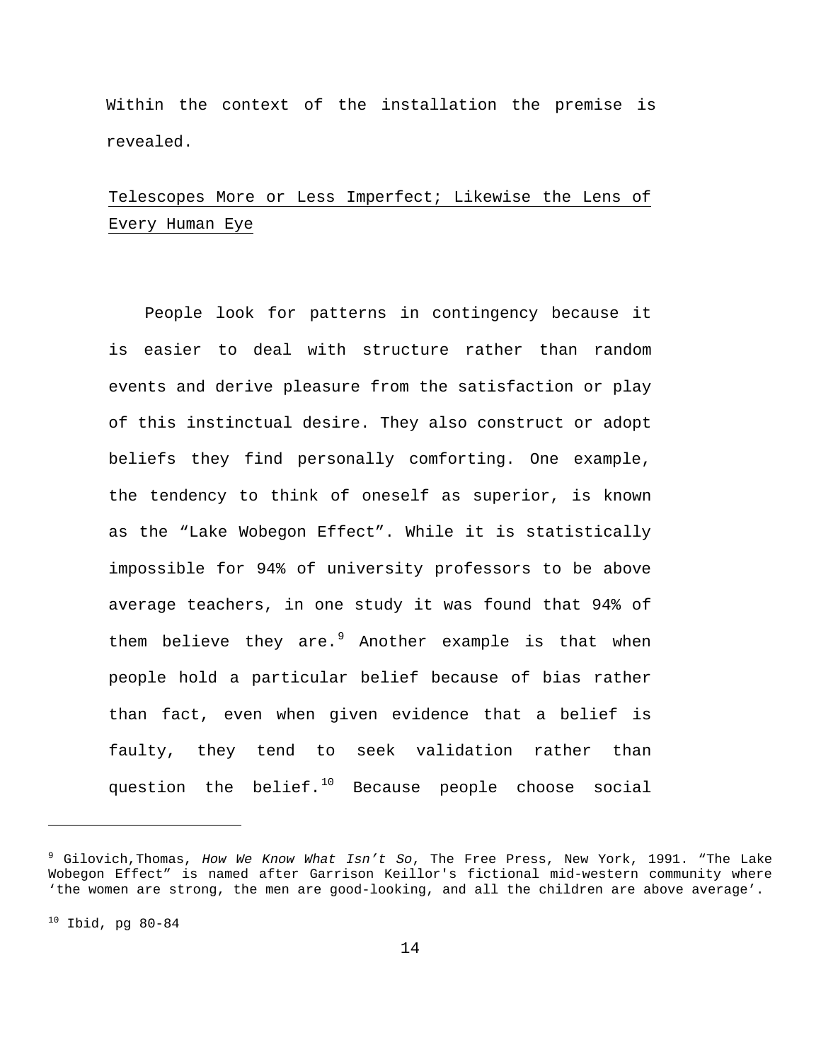Within the context of the installation the premise is revealed.

## Telescopes More or Less Imperfect; Likewise the Lens of Every Human Eye

People look for patterns in contingency because it is easier to deal with structure rather than random events and derive pleasure from the satisfaction or play of this instinctual desire. They also construct or adopt beliefs they find personally comforting. One example, the tendency to think of oneself as superior, is known as the "Lake Wobegon Effect". While it is statistically impossible for 94% of university professors to be above average teachers, in one study it was found that 94% of them believe they are.[9] Another example is that when people hold a particular belief because of bias rather than fact, even when given evidence that a belief is faulty, they tend to seek validation rather than question the belief.[10] Because people choose social

---

[9] Gilovich,Thomas, *How We Know What Isn't So*, The Free Press, New York, 1991. "The Lake Wobegon Effect" is named after Garrison Keillor's fictional mid-western community where 'the women are strong, the men are good-looking, and all the children are above average'.

[10] Ibid, pg 80-84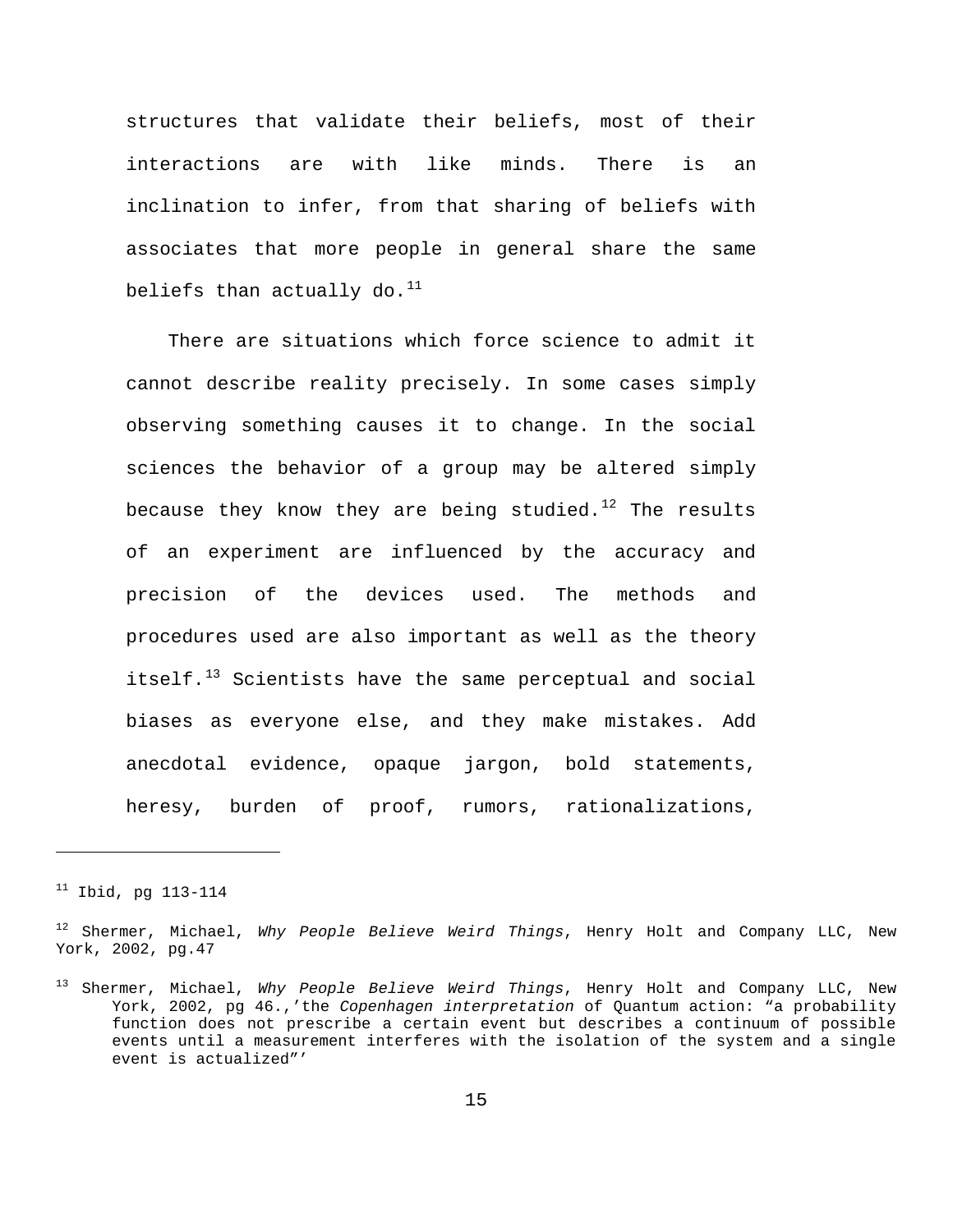structures that validate their beliefs, most of their interactions are with like minds. There is an inclination to infer, from that sharing of beliefs with associates that more people in general share the same beliefs than actually do.[11]

There are situations which force science to admit it cannot describe reality precisely. In some cases simply observing something causes it to change. In the social sciences the behavior of a group may be altered simply because they know they are being studied.[12] The results of an experiment are influenced by the accuracy and precision of the devices used. The methods and procedures used are also important as well as the theory itself.[13] Scientists have the same perceptual and social biases as everyone else, and they make mistakes. Add anecdotal evidence, opaque jargon, bold statements, heresy, burden of proof, rumors, rationalizations,

---

[11] Ibid, pg 113-114

[12] Shermer, Michael, *Why People Believe Weird Things*, Henry Holt and Company LLC, New York, 2002, pg.47

[13] Shermer, Michael, *Why People Believe Weird Things*, Henry Holt and Company LLC, New York, 2002, pg 46.,'the *Copenhagen interpretation* of Quantum action: "a probability function does not prescribe a certain event but describes a continuum of possible events until a measurement interferes with the isolation of the system and a single event is actualized"'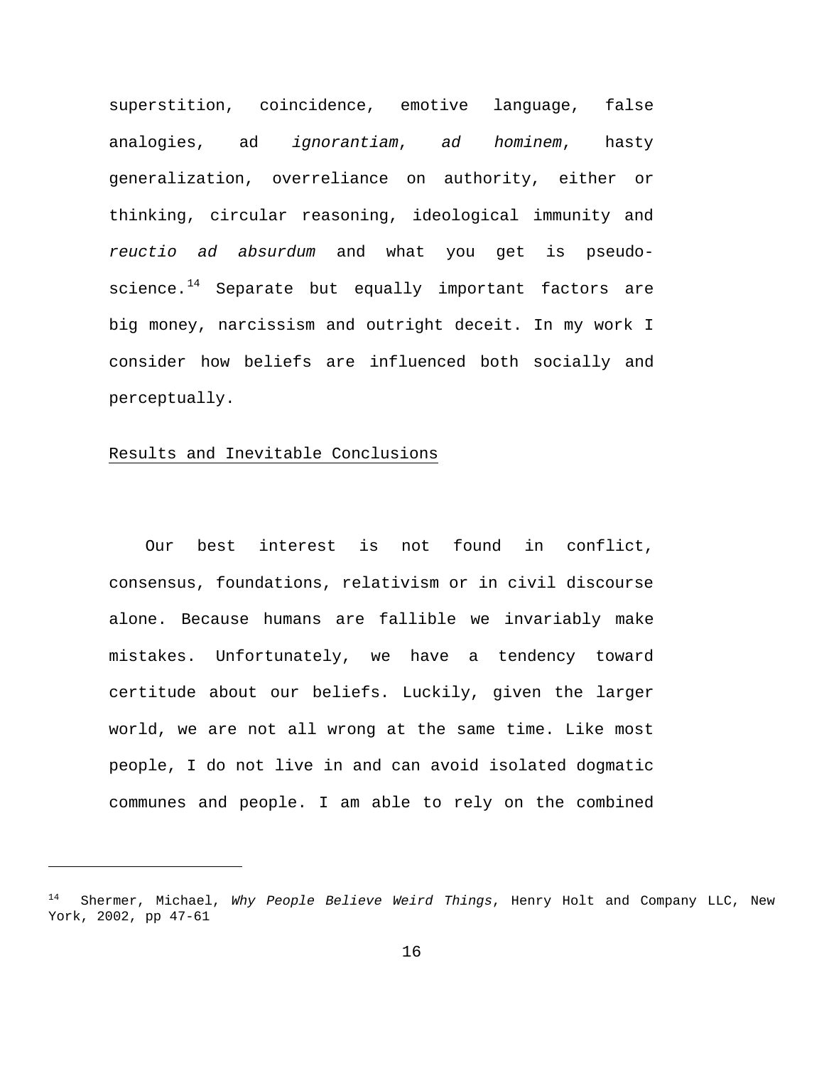superstition, coincidence, emotive language, false analogies, ad *ignorantiam*, *ad hominem*, hasty generalization, overreliance on authority, either or thinking, circular reasoning, ideological immunity and *reuctio ad absurdum* and what you get is pseudo-science.[14] Separate but equally important factors are big money, narcissism and outright deceit. In my work I consider how beliefs are influenced both socially and perceptually.

<u>Results and Inevitable Conclusions</u>

Our best interest is not found in conflict, consensus, foundations, relativism or in civil discourse alone. Because humans are fallible we invariably make mistakes. Unfortunately, we have a tendency toward certitude about our beliefs. Luckily, given the larger world, we are not all wrong at the same time. Like most people, I do not live in and can avoid isolated dogmatic communes and people. I am able to rely on the combined

---

[14] Shermer, Michael, *Why People Believe Weird Things*, Henry Holt and Company LLC, New York, 2002, pp 47-61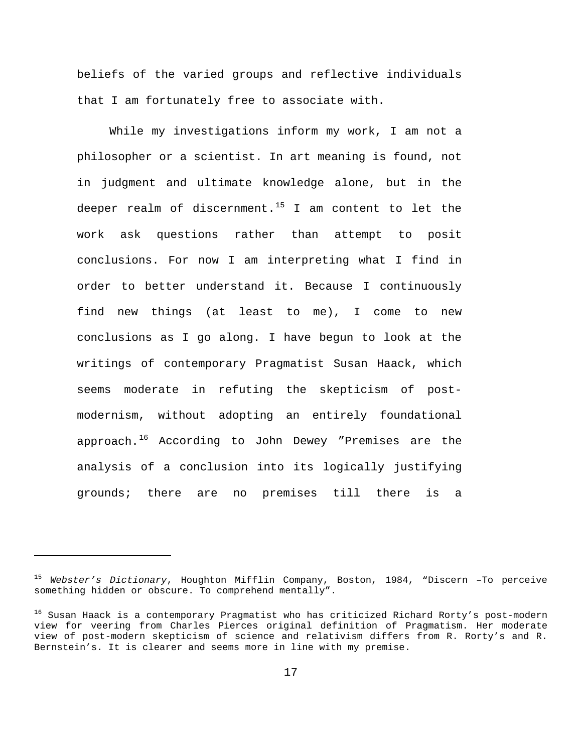beliefs of the varied groups and reflective individuals that I am fortunately free to associate with.

While my investigations inform my work, I am not a philosopher or a scientist. In art meaning is found, not in judgment and ultimate knowledge alone, but in the deeper realm of discernment.[15] I am content to let the work ask questions rather than attempt to posit conclusions. For now I am interpreting what I find in order to better understand it. Because I continuously find new things (at least to me), I come to new conclusions as I go along. I have begun to look at the writings of contemporary Pragmatist Susan Haack, which seems moderate in refuting the skepticism of post-modernism, without adopting an entirely foundational approach.[16] According to John Dewey ”Premises are the analysis of a conclusion into its logically justifying grounds; there are no premises till there is a

---

[15] *Webster’s Dictionary*, Houghton Mifflin Company, Boston, 1984, “Discern –To perceive something hidden or obscure. To comprehend mentally”.

[16] Susan Haack is a contemporary Pragmatist who has criticized Richard Rorty’s post-modern view for veering from Charles Pierces original definition of Pragmatism. Her moderate view of post-modern skepticism of science and relativism differs from R. Rorty’s and R. Bernstein’s. It is clearer and seems more in line with my premise.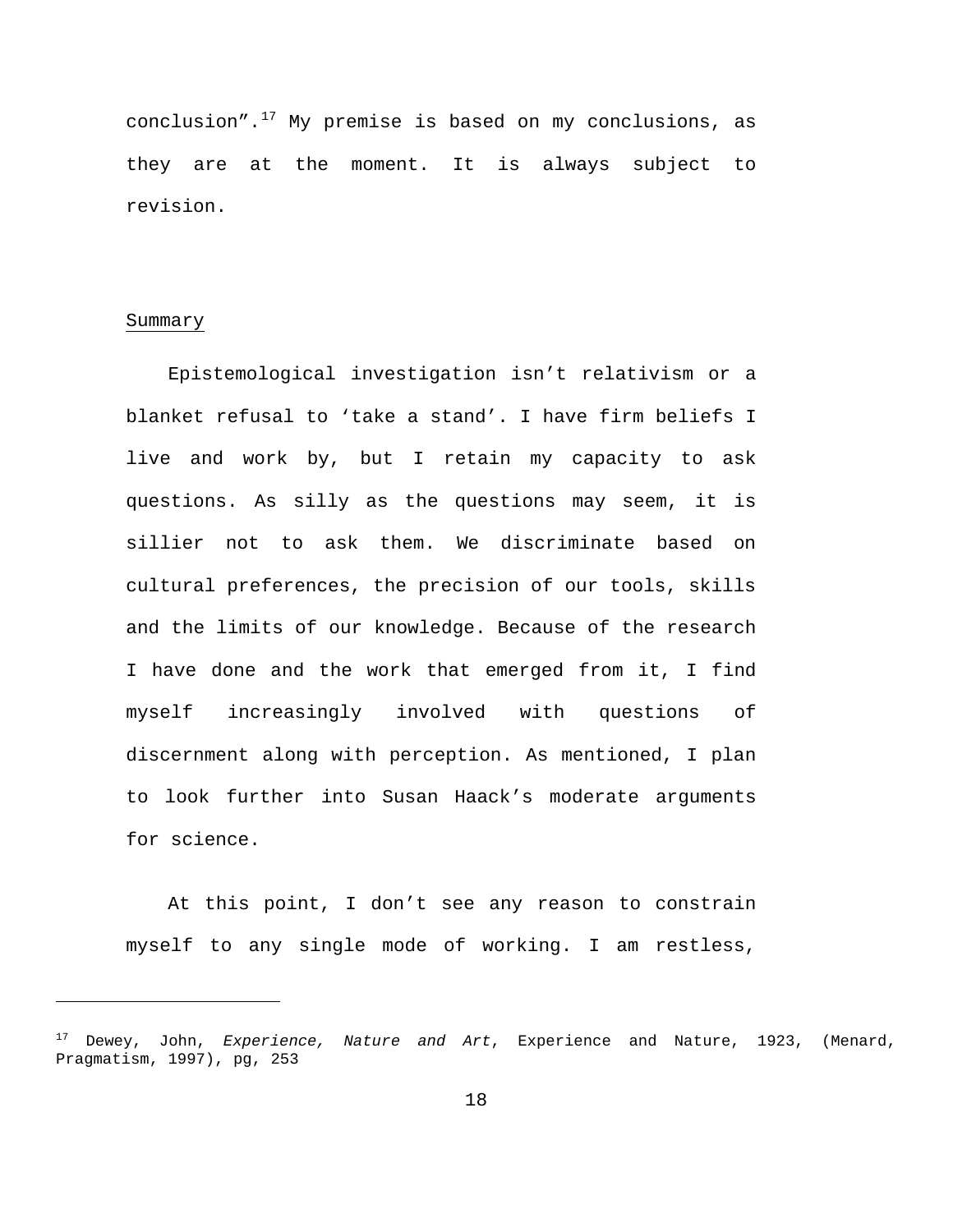conclusion".[17] My premise is based on my conclusions, as they are at the moment. It is always subject to revision.

## Summary

Epistemological investigation isn't relativism or a blanket refusal to 'take a stand'. I have firm beliefs I live and work by, but I retain my capacity to ask questions. As silly as the questions may seem, it is sillier not to ask them. We discriminate based on cultural preferences, the precision of our tools, skills and the limits of our knowledge. Because of the research I have done and the work that emerged from it, I find myself increasingly involved with questions of discernment along with perception. As mentioned, I plan to look further into Susan Haack's moderate arguments for science.

At this point, I don't see any reason to constrain myself to any single mode of working. I am restless,

---

[17] Dewey, John, *Experience, Nature and Art*, Experience and Nature, 1923, (Menard, Pragmatism, 1997), pg, 253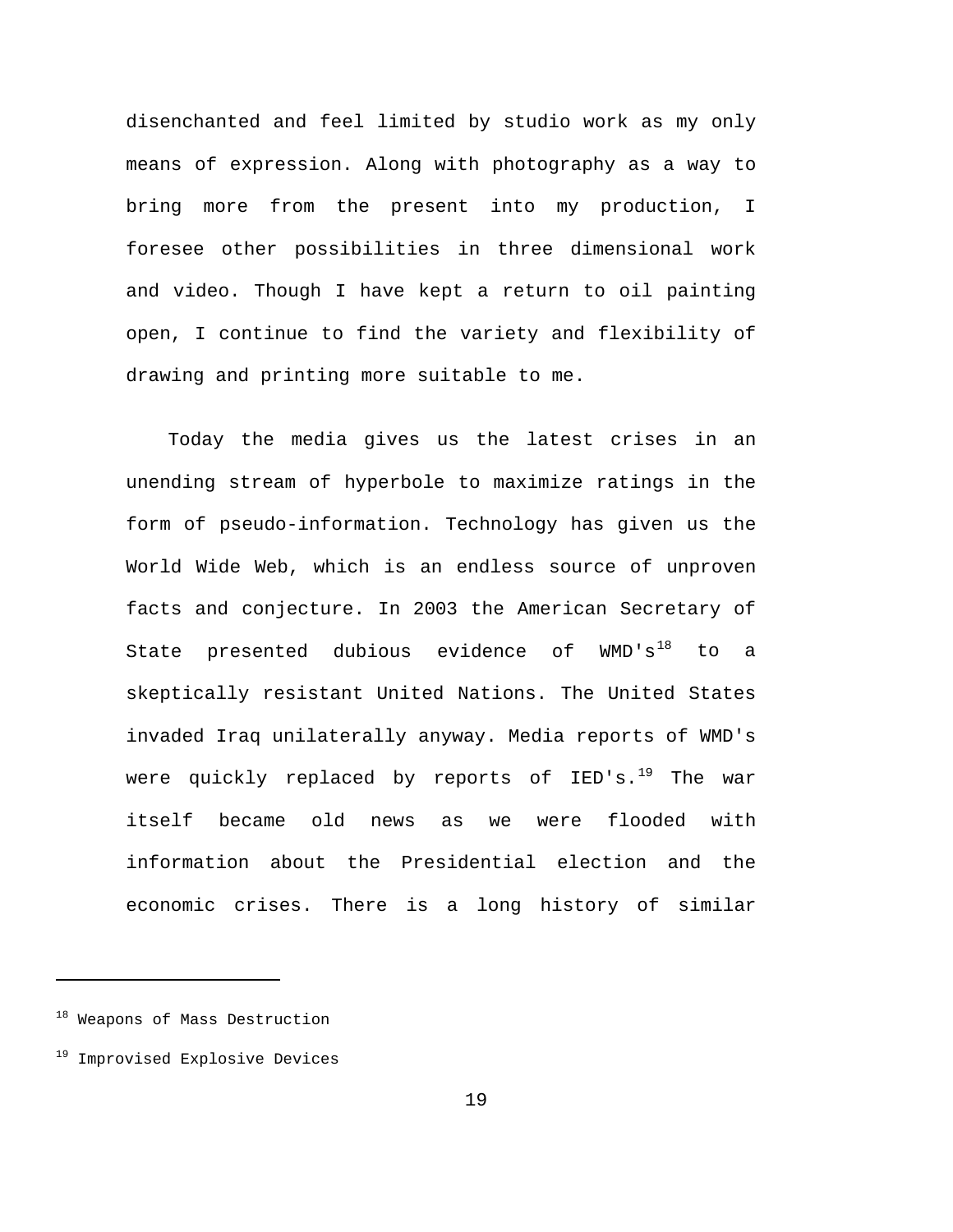disenchanted and feel limited by studio work as my only means of expression. Along with photography as a way to bring more from the present into my production, I foresee other possibilities in three dimensional work and video. Though I have kept a return to oil painting open, I continue to find the variety and flexibility of drawing and printing more suitable to me.

Today the media gives us the latest crises in an unending stream of hyperbole to maximize ratings in the form of pseudo-information. Technology has given us the World Wide Web, which is an endless source of unproven facts and conjecture. In 2003 the American Secretary of State presented dubious evidence of WMD's[18] to a skeptically resistant United Nations. The United States invaded Iraq unilaterally anyway. Media reports of WMD's were quickly replaced by reports of IED's.[19] The war itself became old news as we were flooded with information about the Presidential election and the economic crises. There is a long history of similar

---

[18] Weapons of Mass Destruction

[19] Improvised Explosive Devices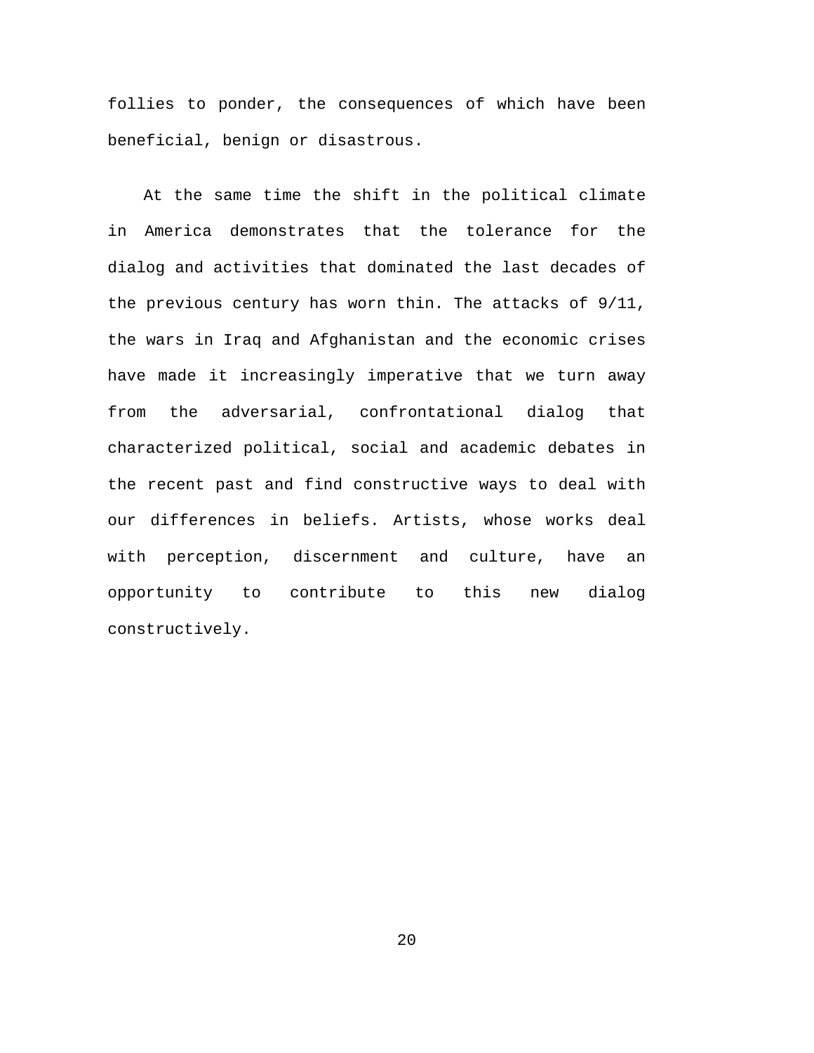follies to ponder, the consequences of which have been beneficial, benign or disastrous.

At the same time the shift in the political climate in America demonstrates that the tolerance for the dialog and activities that dominated the last decades of the previous century has worn thin. The attacks of 9/11, the wars in Iraq and Afghanistan and the economic crises have made it increasingly imperative that we turn away from the adversarial, confrontational dialog that characterized political, social and academic debates in the recent past and find constructive ways to deal with our differences in beliefs. Artists, whose works deal with perception, discernment and culture, have an opportunity to contribute to this new dialog constructively.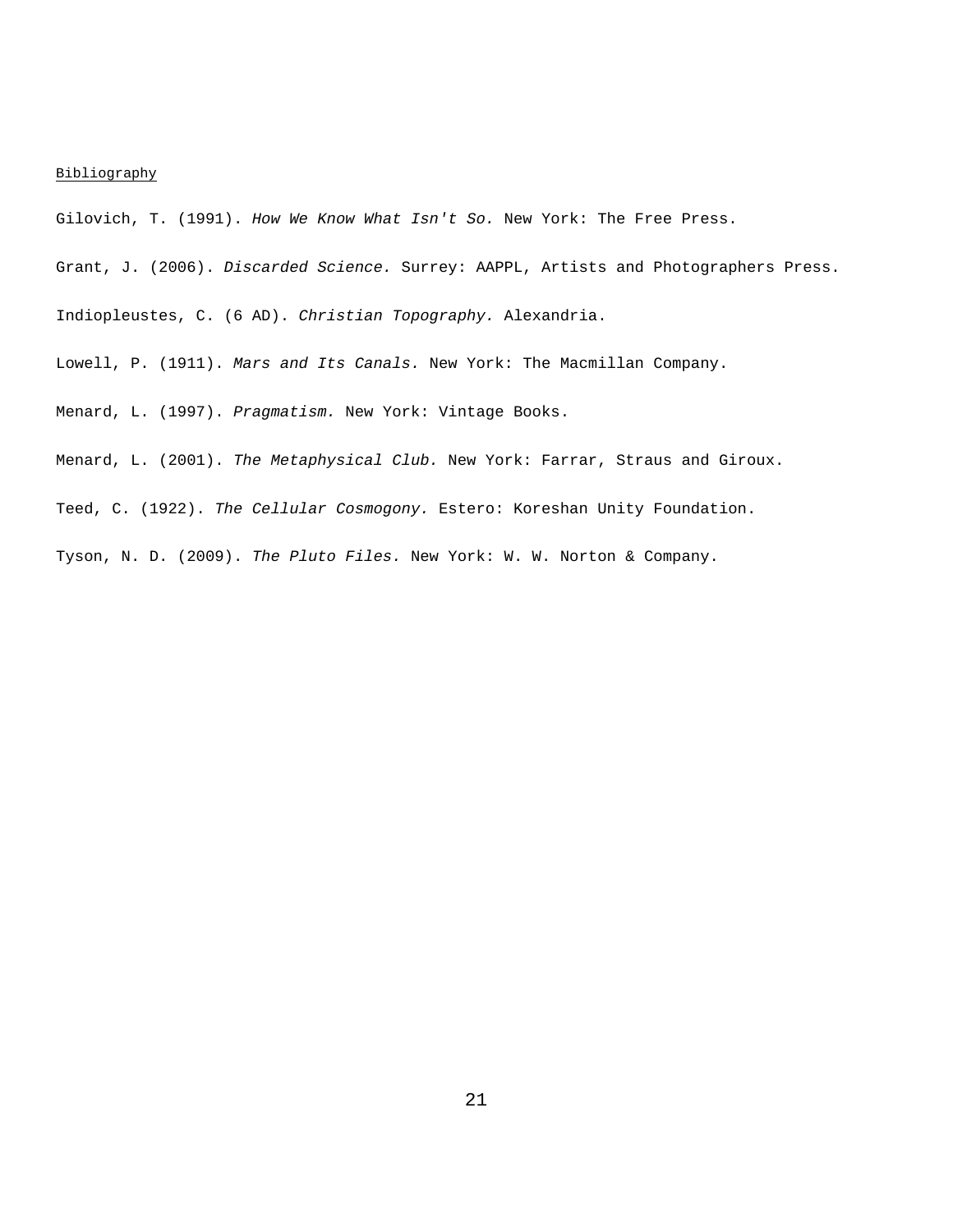## Bibliography

Gilovich, T. (1991). *How We Know What Isn't So.* New York: The Free Press.

Grant, J. (2006). *Discarded Science.* Surrey: AAPPL, Artists and Photographers Press.

Indiopleustes, C. (6 AD). *Christian Topography.* Alexandria.

Lowell, P. (1911). *Mars and Its Canals.* New York: The Macmillan Company.

Menard, L. (1997). *Pragmatism.* New York: Vintage Books.

Menard, L. (2001). *The Metaphysical Club.* New York: Farrar, Straus and Giroux.

Teed, C. (1922). *The Cellular Cosmogony.* Estero: Koreshan Unity Foundation.

Tyson, N. D. (2009). *The Pluto Files.* New York: W. W. Norton & Company.